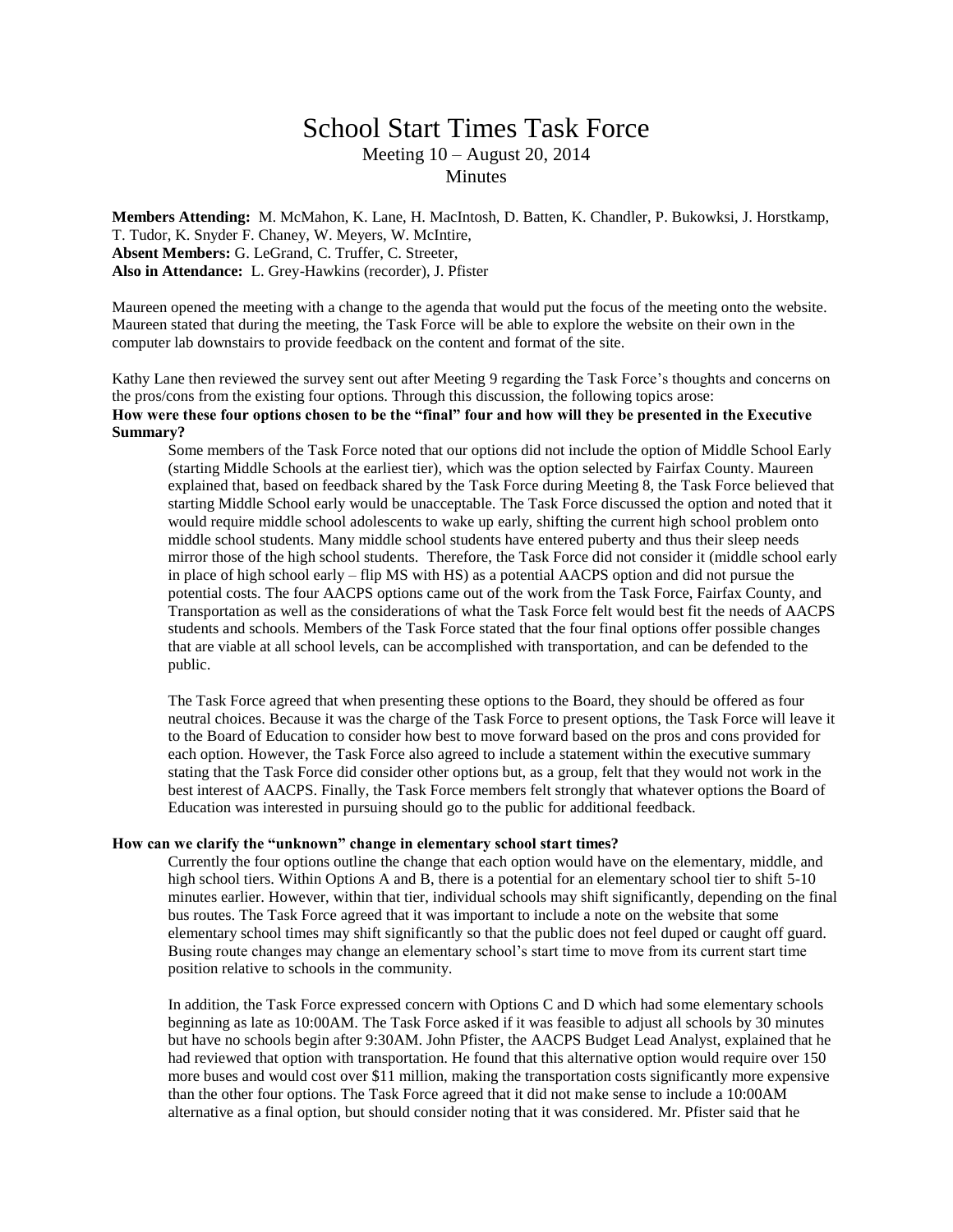# School Start Times Task Force

Meeting 10 – August 20, 2014

Minutes

**Members Attending:** M. McMahon, K. Lane, H. MacIntosh, D. Batten, K. Chandler, P. Bukowksi, J. Horstkamp, T. Tudor, K. Snyder F. Chaney, W. Meyers, W. McIntire,
**Absent Members:** G. LeGrand, C. Truffer, C. Streeter,
**Also in Attendance:** L. Grey-Hawkins (recorder), J. Pfister

Maureen opened the meeting with a change to the agenda that would put the focus of the meeting onto the website. Maureen stated that during the meeting, the Task Force will be able to explore the website on their own in the computer lab downstairs to provide feedback on the content and format of the site.

Kathy Lane then reviewed the survey sent out after Meeting 9 regarding the Task Force's thoughts and concerns on the pros/cons from the existing four options. Through this discussion, the following topics arose:

**How were these four options chosen to be the "final" four and how will they be presented in the Executive Summary?**

Some members of the Task Force noted that our options did not include the option of Middle School Early (starting Middle Schools at the earliest tier), which was the option selected by Fairfax County. Maureen explained that, based on feedback shared by the Task Force during Meeting 8, the Task Force believed that starting Middle School early would be unacceptable. The Task Force discussed the option and noted that it would require middle school adolescents to wake up early, shifting the current high school problem onto middle school students. Many middle school students have entered puberty and thus their sleep needs mirror those of the high school students. Therefore, the Task Force did not consider it (middle school early in place of high school early – flip MS with HS) as a potential AACPS option and did not pursue the potential costs. The four AACPS options came out of the work from the Task Force, Fairfax County, and Transportation as well as the considerations of what the Task Force felt would best fit the needs of AACPS students and schools. Members of the Task Force stated that the four final options offer possible changes that are viable at all school levels, can be accomplished with transportation, and can be defended to the public.

The Task Force agreed that when presenting these options to the Board, they should be offered as four neutral choices. Because it was the charge of the Task Force to present options, the Task Force will leave it to the Board of Education to consider how best to move forward based on the pros and cons provided for each option. However, the Task Force also agreed to include a statement within the executive summary stating that the Task Force did consider other options but, as a group, felt that they would not work in the best interest of AACPS. Finally, the Task Force members felt strongly that whatever options the Board of Education was interested in pursuing should go to the public for additional feedback.

**How can we clarify the "unknown" change in elementary school start times?**

Currently the four options outline the change that each option would have on the elementary, middle, and high school tiers. Within Options A and B, there is a potential for an elementary school tier to shift 5-10 minutes earlier. However, within that tier, individual schools may shift significantly, depending on the final bus routes. The Task Force agreed that it was important to include a note on the website that some elementary school times may shift significantly so that the public does not feel duped or caught off guard. Busing route changes may change an elementary school's start time to move from its current start time position relative to schools in the community.

In addition, the Task Force expressed concern with Options C and D which had some elementary schools beginning as late as 10:00AM. The Task Force asked if it was feasible to adjust all schools by 30 minutes but have no schools begin after 9:30AM. John Pfister, the AACPS Budget Lead Analyst, explained that he had reviewed that option with transportation. He found that this alternative option would require over 150 more buses and would cost over $11 million, making the transportation costs significantly more expensive than the other four options. The Task Force agreed that it did not make sense to include a 10:00AM alternative as a final option, but should consider noting that it was considered. Mr. Pfister said that he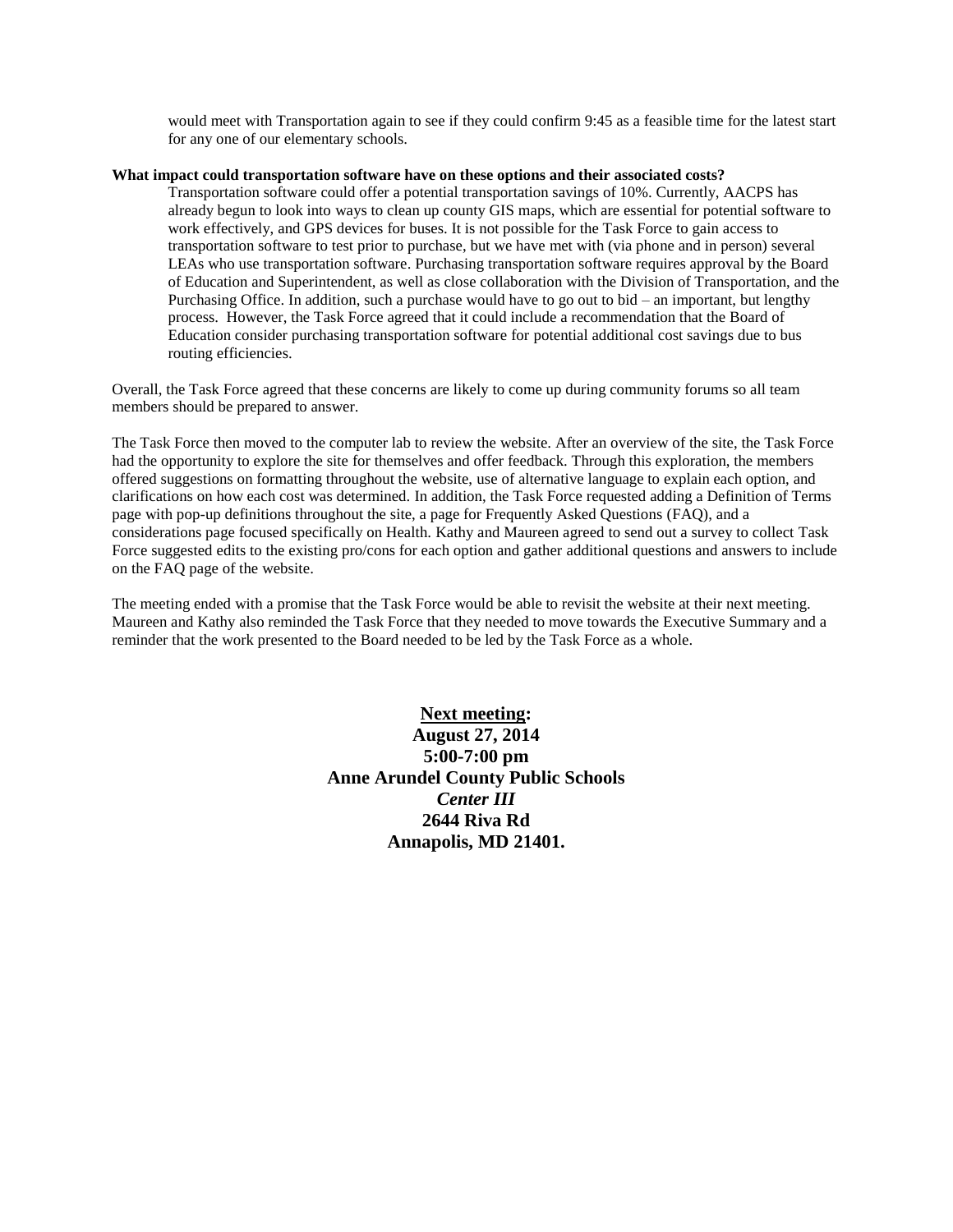would meet with Transportation again to see if they could confirm 9:45 as a feasible time for the latest start for any one of our elementary schools.

**What impact could transportation software have on these options and their associated costs?**

Transportation software could offer a potential transportation savings of 10%. Currently, AACPS has already begun to look into ways to clean up county GIS maps, which are essential for potential software to work effectively, and GPS devices for buses. It is not possible for the Task Force to gain access to transportation software to test prior to purchase, but we have met with (via phone and in person) several LEAs who use transportation software. Purchasing transportation software requires approval by the Board of Education and Superintendent, as well as close collaboration with the Division of Transportation, and the Purchasing Office. In addition, such a purchase would have to go out to bid – an important, but lengthy process. However, the Task Force agreed that it could include a recommendation that the Board of Education consider purchasing transportation software for potential additional cost savings due to bus routing efficiencies.

Overall, the Task Force agreed that these concerns are likely to come up during community forums so all team members should be prepared to answer.

The Task Force then moved to the computer lab to review the website. After an overview of the site, the Task Force had the opportunity to explore the site for themselves and offer feedback. Through this exploration, the members offered suggestions on formatting throughout the website, use of alternative language to explain each option, and clarifications on how each cost was determined. In addition, the Task Force requested adding a Definition of Terms page with pop-up definitions throughout the site, a page for Frequently Asked Questions (FAQ), and a considerations page focused specifically on Health. Kathy and Maureen agreed to send out a survey to collect Task Force suggested edits to the existing pro/cons for each option and gather additional questions and answers to include on the FAQ page of the website.

The meeting ended with a promise that the Task Force would be able to revisit the website at their next meeting. Maureen and Kathy also reminded the Task Force that they needed to move towards the Executive Summary and a reminder that the work presented to the Board needed to be led by the Task Force as a whole.

**Next meeting:**
**August 27, 2014**
**5:00-7:00 pm**
**Anne Arundel County Public Schools**
***Center III***
**2644 Riva Rd**
**Annapolis, MD 21401.**